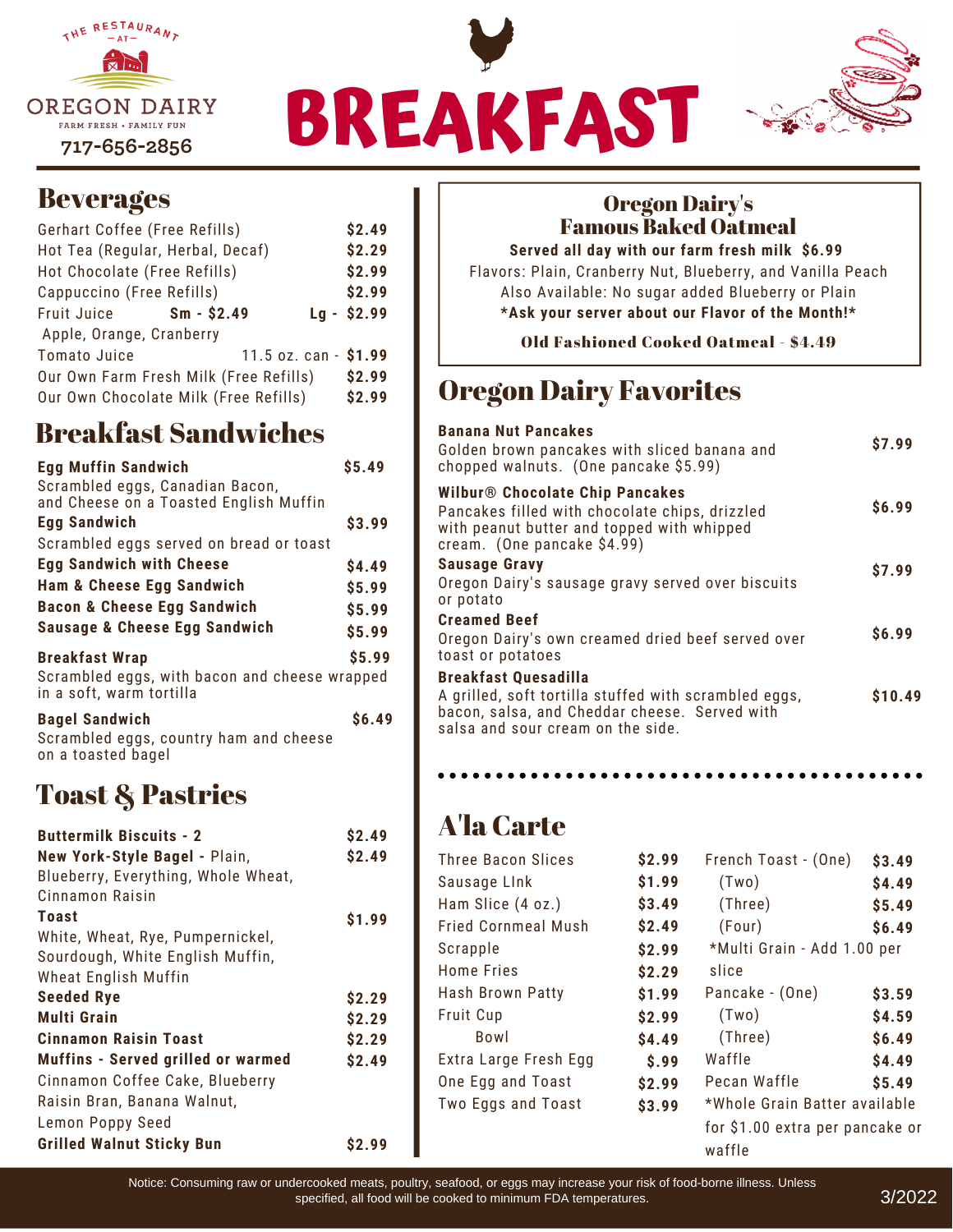THE RESTAURANT
— AT —
OREGON DAIRY
FARM FRESH • FAMILY FUN
717-656-2856

# BREAKFAST

## Beverages

| Item | | Price |
|---|---|---|
| Gerhart Coffee (Free Refills) | | $2.49 |
| Hot Tea (Regular, Herbal, Decaf) | | $2.29 |
| Hot Chocolate (Free Refills) | | $2.99 |
| Cappuccino (Free Refills) | | $2.99 |
| Fruit Juice | Sm - $2.49 | Lg - $2.99 |
| Apple, Orange, Cranberry | | |
| Tomato Juice | 11.5 oz. can - | $1.99 |
| Our Own Farm Fresh Milk (Free Refills) | | $2.99 |
| Our Own Chocolate Milk (Free Refills) | | $2.99 |

## Breakfast Sandwiches

**Egg Muffin Sandwich** — **$5.49**
Scrambled eggs, Canadian Bacon, and Cheese on a Toasted English Muffin

**Egg Sandwich** — **$3.99**
Scrambled eggs served on bread or toast

**Egg Sandwich with Cheese** — **$4.49**

**Ham & Cheese Egg Sandwich** — **$5.99**

**Bacon & Cheese Egg Sandwich** — **$5.99**

**Sausage & Cheese Egg Sandwich** — **$5.99**

**Breakfast Wrap** — **$5.99**
Scrambled eggs, with bacon and cheese wrapped in a soft, warm tortilla

**Bagel Sandwich** — **$6.49**
Scrambled eggs, country ham and cheese on a toasted bagel

## Toast & Pastries

**Buttermilk Biscuits - 2** — **$2.49**

**New York-Style Bagel** - Plain, Blueberry, Everything, Whole Wheat, Cinnamon Raisin — **$2.49**

**Toast** — **$1.99**
White, Wheat, Rye, Pumpernickel, Sourdough, White English Muffin, Wheat English Muffin

**Seeded Rye** — **$2.29**

**Multi Grain** — **$2.29**

**Cinnamon Raisin Toast** — **$2.29**

**Muffins - Served grilled or warmed** — **$2.49**
Cinnamon Coffee Cake, Blueberry Raisin Bran, Banana Walnut, Lemon Poppy Seed

**Grilled Walnut Sticky Bun** — **$2.99**

## Oregon Dairy's Famous Baked Oatmeal

**Served all day with our farm fresh milk $6.99**

Flavors: Plain, Cranberry Nut, Blueberry, and Vanilla Peach

Also Available: No sugar added Blueberry or Plain

***Ask your server about our Flavor of the Month!***

**Old Fashioned Cooked Oatmeal - $4.49**

## Oregon Dairy Favorites

**Banana Nut Pancakes** — **$7.99**
Golden brown pancakes with sliced banana and chopped walnuts. (One pancake $5.99)

**Wilbur® Chocolate Chip Pancakes** — **$6.99**
Pancakes filled with chocolate chips, drizzled with peanut butter and topped with whipped cream. (One pancake $4.99)

**Sausage Gravy** — **$7.99**
Oregon Dairy's sausage gravy served over biscuits or potato

**Creamed Beef** — **$6.99**
Oregon Dairy's own creamed dried beef served over toast or potatoes

**Breakfast Quesadilla** — **$10.49**
A grilled, soft tortilla stuffed with scrambled eggs, bacon, salsa, and Cheddar cheese. Served with salsa and sour cream on the side.

## A'la Carte

| Item | Price |
|---|---|
| Three Bacon Slices | $2.99 |
| Sausage LInk | $1.99 |
| Ham Slice (4 oz.) | $3.49 |
| Fried Cornmeal Mush | $2.49 |
| Scrapple | $2.99 |
| Home Fries | $2.29 |
| Hash Brown Patty | $1.99 |
| Fruit Cup | $2.99 |
| Bowl | $4.49 |
| Extra Large Fresh Egg | $.99 |
| One Egg and Toast | $2.99 |
| Two Eggs and Toast | $3.99 |

| Item | Price |
|---|---|
| French Toast - (One) | $3.49 |
| (Two) | $4.49 |
| (Three) | $5.49 |
| (Four) | $6.49 |
| *Multi Grain - Add 1.00 per slice | |
| Pancake - (One) | $3.59 |
| (Two) | $4.59 |
| (Three) | $6.49 |
| Waffle | $4.49 |
| Pecan Waffle | $5.49 |

*Whole Grain Batter available for $1.00 extra per pancake or waffle

Notice: Consuming raw or undercooked meats, poultry, seafood, or eggs may increase your risk of food-borne illness. Unless specified, all food will be cooked to minimum FDA temperatures.

3/2022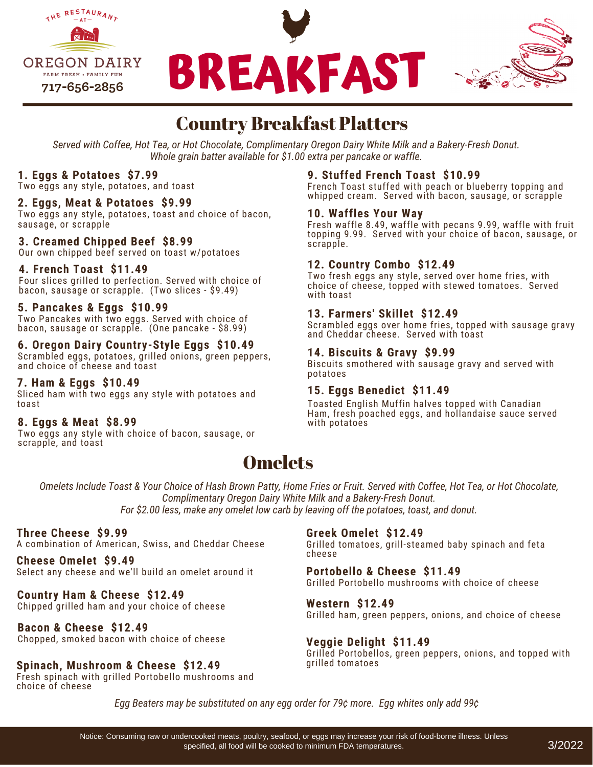THE RESTAURANT AT OREGON DAIRY

FARM FRESH • FAMILY FUN

717-656-2856

# BREAKFAST

## Country Breakfast Platters

*Served with Coffee, Hot Tea, or Hot Chocolate, Complimentary Oregon Dairy White Milk and a Bakery-Fresh Donut. Whole grain batter available for $1.00 extra per pancake or waffle.*

**1. Eggs & Potatoes $7.99**
Two eggs any style, potatoes, and toast

**2. Eggs, Meat & Potatoes $9.99**
Two eggs any style, potatoes, toast and choice of bacon, sausage, or scrapple

**3. Creamed Chipped Beef $8.99**
Our own chipped beef served on toast w/potatoes

**4. French Toast $11.49**
Four slices grilled to perfection. Served with choice of bacon, sausage or scrapple. (Two slices - $9.49)

**5. Pancakes & Eggs $10.99**
Two Pancakes with two eggs. Served with choice of bacon, sausage or scrapple. (One pancake - $8.99)

**6. Oregon Dairy Country-Style Eggs $10.49**
Scrambled eggs, potatoes, grilled onions, green peppers, and choice of cheese and toast

**7. Ham & Eggs $10.49**
Sliced ham with two eggs any style with potatoes and toast

**8. Eggs & Meat $8.99**
Two eggs any style with choice of bacon, sausage, or scrapple, and toast

**9. Stuffed French Toast $10.99**
French Toast stuffed with peach or blueberry topping and whipped cream. Served with bacon, sausage, or scrapple

**10. Waffles Your Way**
Fresh waffle 8.49, waffle with pecans 9.99, waffle with fruit topping 9.99. Served with your choice of bacon, sausage, or scrapple.

**12. Country Combo $12.49**
Two fresh eggs any style, served over home fries, with choice of cheese, topped with stewed tomatoes. Served with toast

**13. Farmers' Skillet $12.49**
Scrambled eggs over home fries, topped with sausage gravy and Cheddar cheese. Served with toast

**14. Biscuits & Gravy $9.99**
Biscuits smothered with sausage gravy and served with potatoes

**15. Eggs Benedict $11.49**
Toasted English Muffin halves topped with Canadian Ham, fresh poached eggs, and hollandaise sauce served with potatoes

## Omelets

*Omelets Include Toast & Your Choice of Hash Brown Patty, Home Fries or Fruit. Served with Coffee, Hot Tea, or Hot Chocolate, Complimentary Oregon Dairy White Milk and a Bakery-Fresh Donut.*
*For $2.00 less, make any omelet low carb by leaving off the potatoes, toast, and donut.*

**Three Cheese $9.99**
A combination of American, Swiss, and Cheddar Cheese

**Cheese Omelet $9.49**
Select any cheese and we'll build an omelet around it

**Country Ham & Cheese $12.49**
Chipped grilled ham and your choice of cheese

**Bacon & Cheese $12.49**
Chopped, smoked bacon with choice of cheese

**Spinach, Mushroom & Cheese $12.49**
Fresh spinach with grilled Portobello mushrooms and choice of cheese

**Greek Omelet $12.49**
Grilled tomatoes, grill-steamed baby spinach and feta cheese

**Portobello & Cheese $11.49**
Grilled Portobello mushrooms with choice of cheese

**Western $12.49**
Grilled ham, green peppers, onions, and choice of cheese

**Veggie Delight $11.49**
Grilled Portobellos, green peppers, onions, and topped with grilled tomatoes

*Egg Beaters may be substituted on any egg order for 79¢ more. Egg whites only add 99¢*

Notice: Consuming raw or undercooked meats, poultry, seafood, or eggs may increase your risk of food-borne illness. Unless specified, all food will be cooked to minimum FDA temperatures.

3/2022